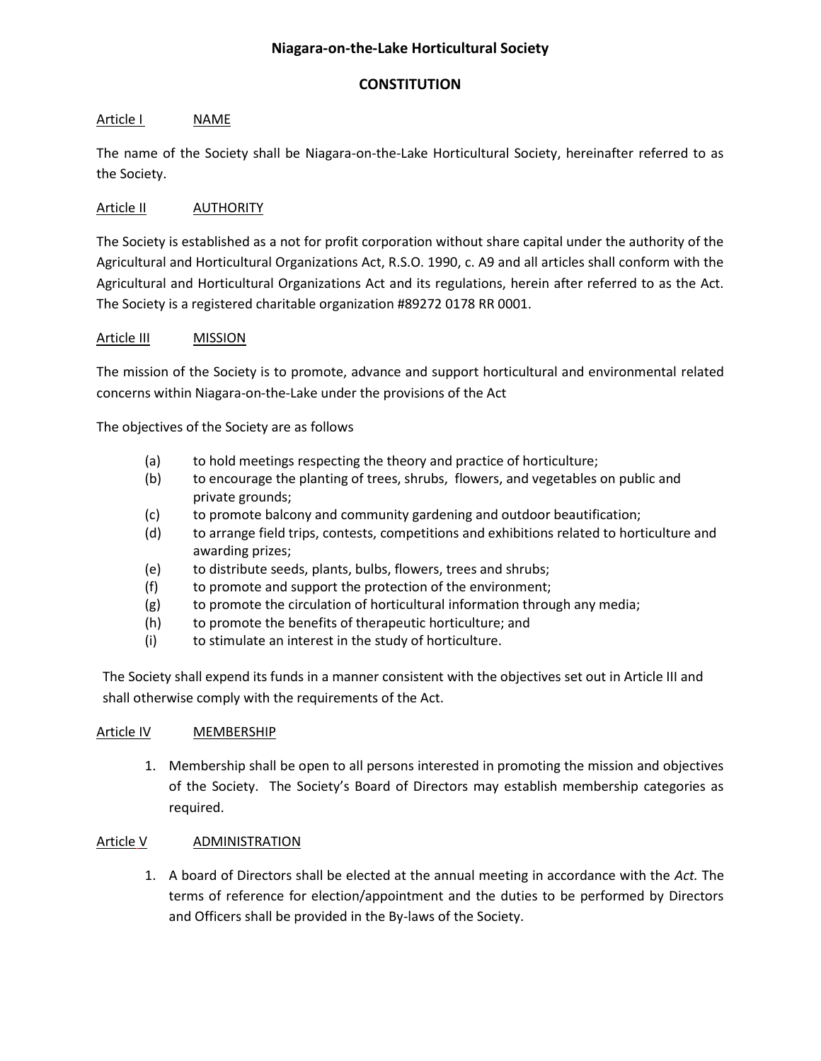# Niagara-on-the-Lake Horticultural Society

## CONSTITUTION

### Article I NAME

The name of the Society shall be Niagara-on-the-Lake Horticultural Society, hereinafter referred to as the Society.

### Article II AUTHORITY

The Society is established as a not for profit corporation without share capital under the authority of the Agricultural and Horticultural Organizations Act, R.S.O. 1990, c. A9 and all articles shall conform with the Agricultural and Horticultural Organizations Act and its regulations, herein after referred to as the Act. The Society is a registered charitable organization #89272 0178 RR 0001.

### Article III MISSION

The mission of the Society is to promote, advance and support horticultural and environmental related concerns within Niagara-on-the-Lake under the provisions of the Act

The objectives of the Society are as follows

- (a) to hold meetings respecting the theory and practice of horticulture;
- (b) to encourage the planting of trees, shrubs, flowers, and vegetables on public and private grounds;
- (c) to promote balcony and community gardening and outdoor beautification;
- (d) to arrange field trips, contests, competitions and exhibitions related to horticulture and awarding prizes;
- (e) to distribute seeds, plants, bulbs, flowers, trees and shrubs;
- (f) to promote and support the protection of the environment;
- (g) to promote the circulation of horticultural information through any media;
- (h) to promote the benefits of therapeutic horticulture; and
- (i) to stimulate an interest in the study of horticulture.

The Society shall expend its funds in a manner consistent with the objectives set out in Article III and shall otherwise comply with the requirements of the Act.

### Article IV MEMBERSHIP

1. Membership shall be open to all persons interested in promoting the mission and objectives of the Society. The Society's Board of Directors may establish membership categories as required.

### Article V ADMINISTRATION

1. A board of Directors shall be elected at the annual meeting in accordance with the *Act.* The terms of reference for election/appointment and the duties to be performed by Directors and Officers shall be provided in the By-laws of the Society.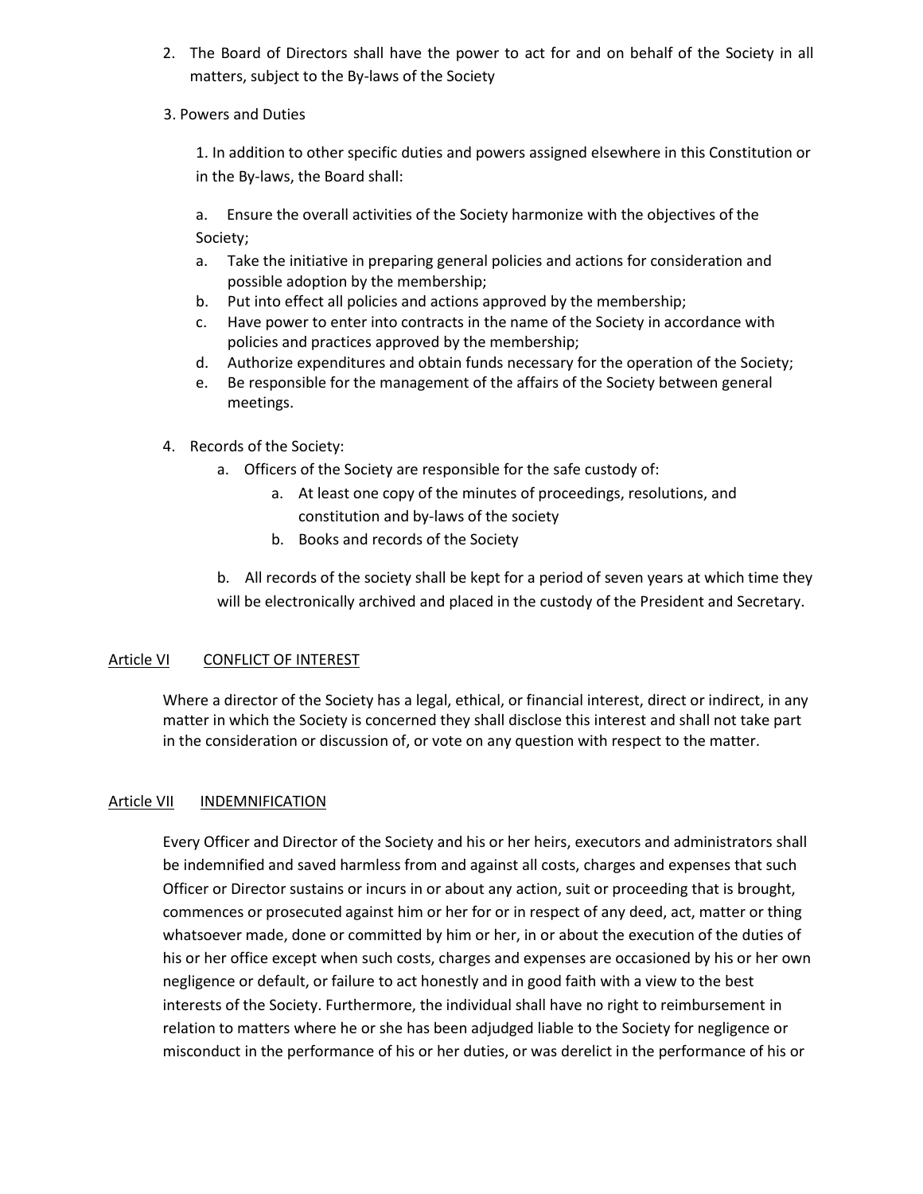2. The Board of Directors shall have the power to act for and on behalf of the Society in all matters, subject to the By-laws of the Society

3. Powers and Duties

   1. In addition to other specific duties and powers assigned elsewhere in this Constitution or in the By-laws, the Board shall:

      a. Ensure the overall activities of the Society harmonize with the objectives of the Society;

      a. Take the initiative in preparing general policies and actions for consideration and possible adoption by the membership;

      b. Put into effect all policies and actions approved by the membership;

      c. Have power to enter into contracts in the name of the Society in accordance with policies and practices approved by the membership;

      d. Authorize expenditures and obtain funds necessary for the operation of the Society;

      e. Be responsible for the management of the affairs of the Society between general meetings.

4. Records of the Society:
   a. Officers of the Society are responsible for the safe custody of:
      a. At least one copy of the minutes of proceedings, resolutions, and constitution and by-laws of the society
      b. Books and records of the Society

   b. All records of the society shall be kept for a period of seven years at which time they will be electronically archived and placed in the custody of the President and Secretary.

## Article VI CONFLICT OF INTEREST

Where a director of the Society has a legal, ethical, or financial interest, direct or indirect, in any matter in which the Society is concerned they shall disclose this interest and shall not take part in the consideration or discussion of, or vote on any question with respect to the matter.

## Article VII INDEMNIFICATION

Every Officer and Director of the Society and his or her heirs, executors and administrators shall be indemnified and saved harmless from and against all costs, charges and expenses that such Officer or Director sustains or incurs in or about any action, suit or proceeding that is brought, commences or prosecuted against him or her for or in respect of any deed, act, matter or thing whatsoever made, done or committed by him or her, in or about the execution of the duties of his or her office except when such costs, charges and expenses are occasioned by his or her own negligence or default, or failure to act honestly and in good faith with a view to the best interests of the Society. Furthermore, the individual shall have no right to reimbursement in relation to matters where he or she has been adjudged liable to the Society for negligence or misconduct in the performance of his or her duties, or was derelict in the performance of his or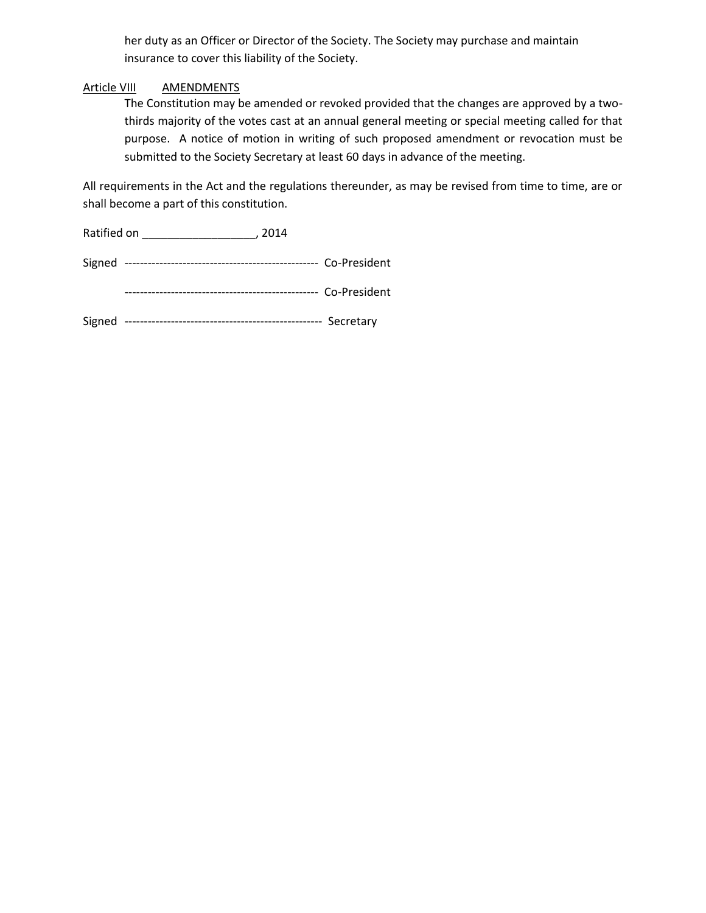her duty as an Officer or Director of the Society. The Society may purchase and maintain insurance to cover this liability of the Society.

Article VIII AMENDMENTS

The Constitution may be amended or revoked provided that the changes are approved by a two-thirds majority of the votes cast at an annual general meeting or special meeting called for that purpose. A notice of motion in writing of such proposed amendment or revocation must be submitted to the Society Secretary at least 60 days in advance of the meeting.

All requirements in the Act and the regulations thereunder, as may be revised from time to time, are or shall become a part of this constitution.

Ratified on __________________, 2014

Signed ------------------------------------------------- Co-President

------------------------------------------------- Co-President

Signed -------------------------------------------------- Secretary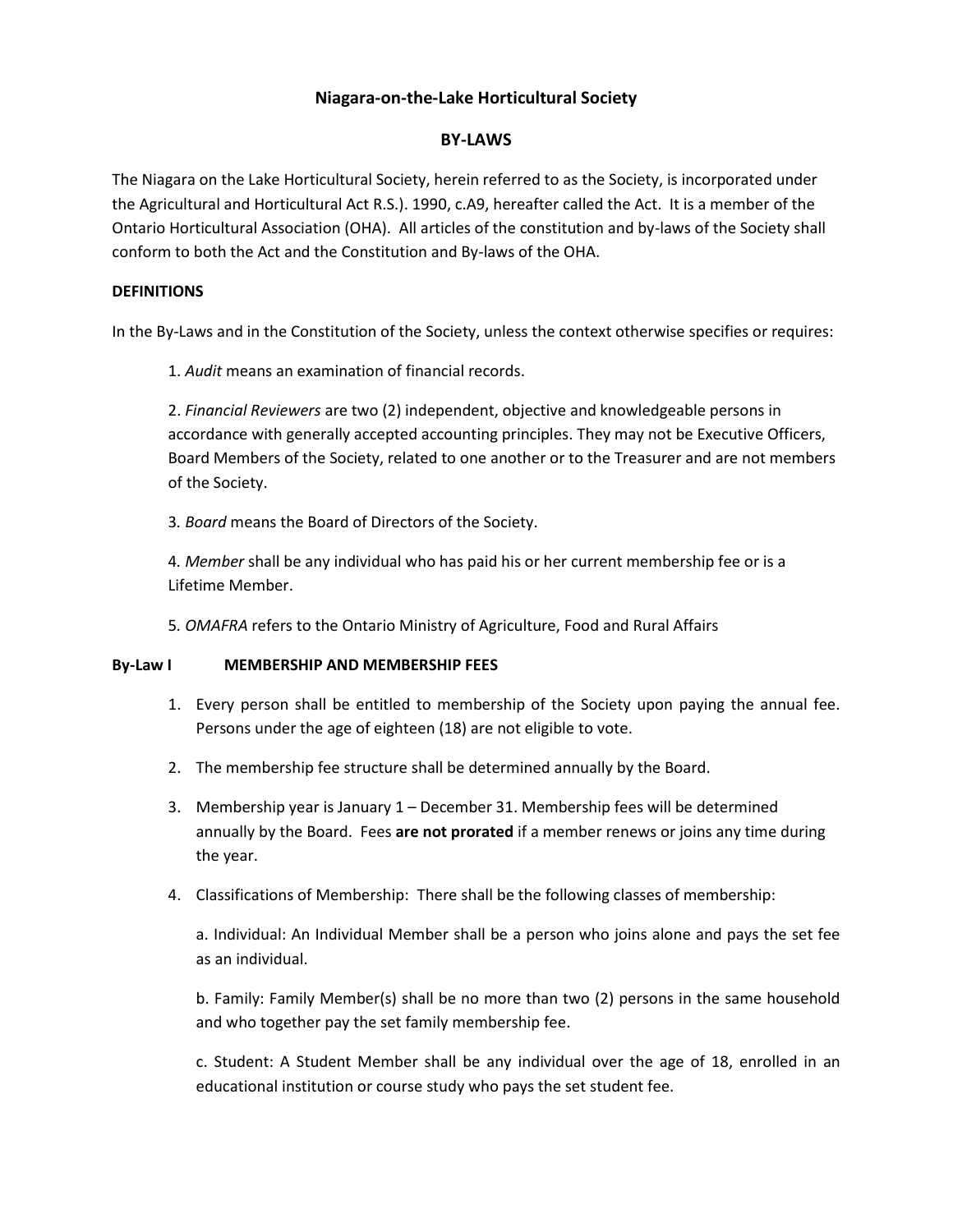**Niagara-on-the-Lake Horticultural Society**

**BY-LAWS**

The Niagara on the Lake Horticultural Society, herein referred to as the Society, is incorporated under the Agricultural and Horticultural Act R.S.). 1990, c.A9, hereafter called the Act. It is a member of the Ontario Horticultural Association (OHA). All articles of the constitution and by-laws of the Society shall conform to both the Act and the Constitution and By-laws of the OHA.

**DEFINITIONS**

In the By-Laws and in the Constitution of the Society, unless the context otherwise specifies or requires:

1. *Audit* means an examination of financial records.

2. *Financial Reviewers* are two (2) independent, objective and knowledgeable persons in accordance with generally accepted accounting principles. They may not be Executive Officers, Board Members of the Society, related to one another or to the Treasurer and are not members of the Society.

3. *Board* means the Board of Directors of the Society.

4. *Member* shall be any individual who has paid his or her current membership fee or is a Lifetime Member.

5. *OMAFRA* refers to the Ontario Ministry of Agriculture, Food and Rural Affairs

**By-Law I MEMBERSHIP AND MEMBERSHIP FEES**

1. Every person shall be entitled to membership of the Society upon paying the annual fee. Persons under the age of eighteen (18) are not eligible to vote.
2. The membership fee structure shall be determined annually by the Board.
3. Membership year is January 1 – December 31. Membership fees will be determined annually by the Board. Fees **are not prorated** if a member renews or joins any time during the year.
4. Classifications of Membership: There shall be the following classes of membership:

   a. Individual: An Individual Member shall be a person who joins alone and pays the set fee as an individual.

   b. Family: Family Member(s) shall be no more than two (2) persons in the same household and who together pay the set family membership fee.

   c. Student: A Student Member shall be any individual over the age of 18, enrolled in an educational institution or course study who pays the set student fee.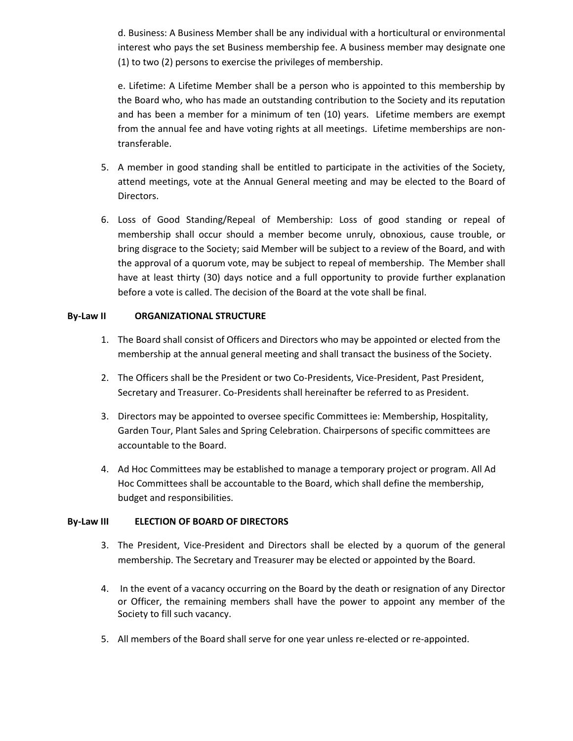d. Business: A Business Member shall be any individual with a horticultural or environmental interest who pays the set Business membership fee. A business member may designate one (1) to two (2) persons to exercise the privileges of membership.

e. Lifetime: A Lifetime Member shall be a person who is appointed to this membership by the Board who, who has made an outstanding contribution to the Society and its reputation and has been a member for a minimum of ten (10) years. Lifetime members are exempt from the annual fee and have voting rights at all meetings. Lifetime memberships are non-transferable.

5. A member in good standing shall be entitled to participate in the activities of the Society, attend meetings, vote at the Annual General meeting and may be elected to the Board of Directors.

6. Loss of Good Standing/Repeal of Membership: Loss of good standing or repeal of membership shall occur should a member become unruly, obnoxious, cause trouble, or bring disgrace to the Society; said Member will be subject to a review of the Board, and with the approval of a quorum vote, may be subject to repeal of membership. The Member shall have at least thirty (30) days notice and a full opportunity to provide further explanation before a vote is called. The decision of the Board at the vote shall be final.

**By-Law II ORGANIZATIONAL STRUCTURE**

1. The Board shall consist of Officers and Directors who may be appointed or elected from the membership at the annual general meeting and shall transact the business of the Society.

2. The Officers shall be the President or two Co-Presidents, Vice-President, Past President, Secretary and Treasurer. Co-Presidents shall hereinafter be referred to as President.

3. Directors may be appointed to oversee specific Committees ie: Membership, Hospitality, Garden Tour, Plant Sales and Spring Celebration. Chairpersons of specific committees are accountable to the Board.

4. Ad Hoc Committees may be established to manage a temporary project or program. All Ad Hoc Committees shall be accountable to the Board, which shall define the membership, budget and responsibilities.

**By-Law III ELECTION OF BOARD OF DIRECTORS**

3. The President, Vice-President and Directors shall be elected by a quorum of the general membership. The Secretary and Treasurer may be elected or appointed by the Board.

4. In the event of a vacancy occurring on the Board by the death or resignation of any Director or Officer, the remaining members shall have the power to appoint any member of the Society to fill such vacancy.

5. All members of the Board shall serve for one year unless re-elected or re-appointed.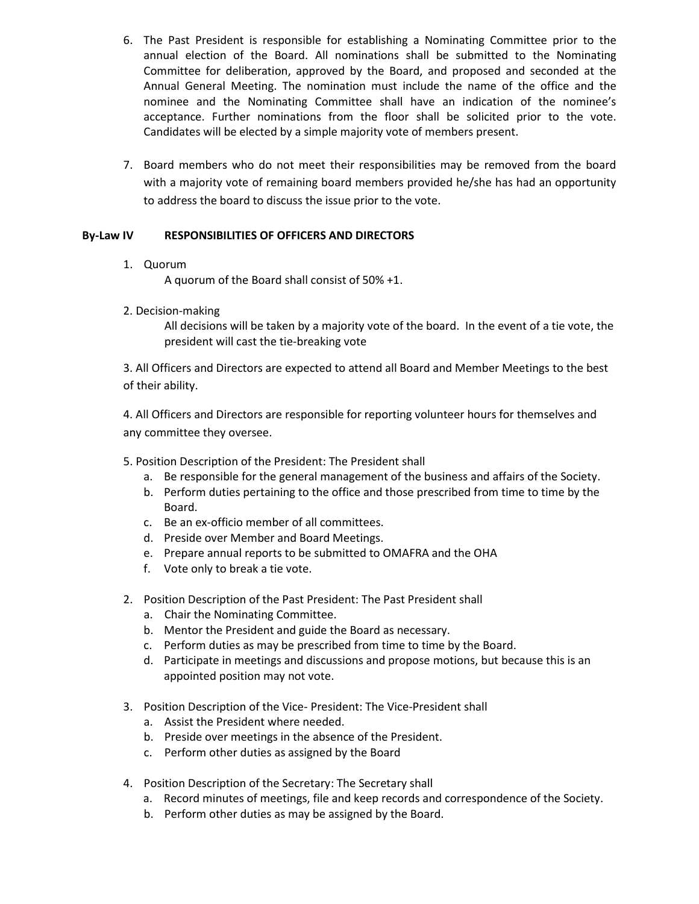6. The Past President is responsible for establishing a Nominating Committee prior to the annual election of the Board. All nominations shall be submitted to the Nominating Committee for deliberation, approved by the Board, and proposed and seconded at the Annual General Meeting. The nomination must include the name of the office and the nominee and the Nominating Committee shall have an indication of the nominee's acceptance. Further nominations from the floor shall be solicited prior to the vote. Candidates will be elected by a simple majority vote of members present.

7. Board members who do not meet their responsibilities may be removed from the board with a majority vote of remaining board members provided he/she has had an opportunity to address the board to discuss the issue prior to the vote.

## By-Law IV RESPONSIBILITIES OF OFFICERS AND DIRECTORS

1. Quorum

   A quorum of the Board shall consist of 50% +1.

2. Decision-making

   All decisions will be taken by a majority vote of the board. In the event of a tie vote, the president will cast the tie-breaking vote

3. All Officers and Directors are expected to attend all Board and Member Meetings to the best of their ability.

4. All Officers and Directors are responsible for reporting volunteer hours for themselves and any committee they oversee.

5. Position Description of the President: The President shall
   a. Be responsible for the general management of the business and affairs of the Society.
   b. Perform duties pertaining to the office and those prescribed from time to time by the Board.
   c. Be an ex-officio member of all committees.
   d. Preside over Member and Board Meetings.
   e. Prepare annual reports to be submitted to OMAFRA and the OHA
   f. Vote only to break a tie vote.

2. Position Description of the Past President: The Past President shall
   a. Chair the Nominating Committee.
   b. Mentor the President and guide the Board as necessary.
   c. Perform duties as may be prescribed from time to time by the Board.
   d. Participate in meetings and discussions and propose motions, but because this is an appointed position may not vote.

3. Position Description of the Vice- President: The Vice-President shall
   a. Assist the President where needed.
   b. Preside over meetings in the absence of the President.
   c. Perform other duties as assigned by the Board

4. Position Description of the Secretary: The Secretary shall
   a. Record minutes of meetings, file and keep records and correspondence of the Society.
   b. Perform other duties as may be assigned by the Board.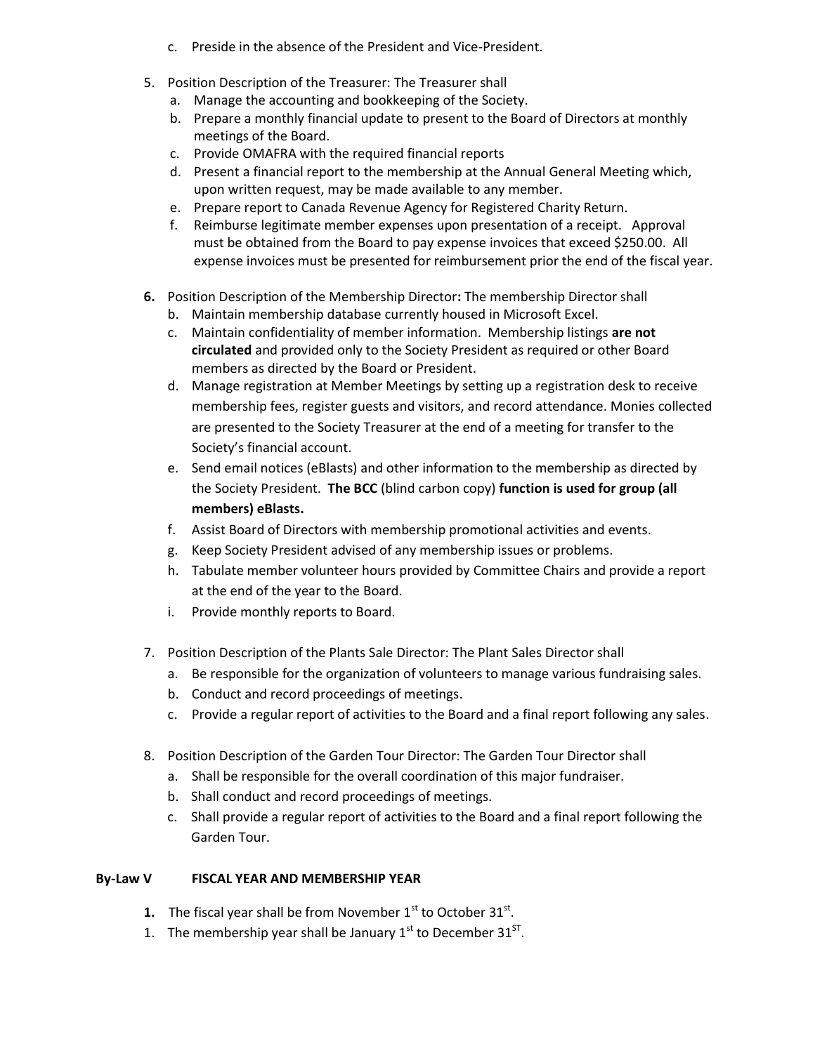c. Preside in the absence of the President and Vice-President.

5. Position Description of the Treasurer: The Treasurer shall
   a. Manage the accounting and bookkeeping of the Society.
   b. Prepare a monthly financial update to present to the Board of Directors at monthly meetings of the Board.
   c. Provide OMAFRA with the required financial reports
   d. Present a financial report to the membership at the Annual General Meeting which, upon written request, may be made available to any member.
   e. Prepare report to Canada Revenue Agency for Registered Charity Return.
   f. Reimburse legitimate member expenses upon presentation of a receipt. Approval must be obtained from the Board to pay expense invoices that exceed $250.00. All expense invoices must be presented for reimbursement prior the end of the fiscal year.

**6.** Position Description of the Membership Director**:** The membership Director shall
   b. Maintain membership database currently housed in Microsoft Excel.
   c. Maintain confidentiality of member information. Membership listings **are not circulated** and provided only to the Society President as required or other Board members as directed by the Board or President.
   d. Manage registration at Member Meetings by setting up a registration desk to receive membership fees, register guests and visitors, and record attendance. Monies collected are presented to the Society Treasurer at the end of a meeting for transfer to the Society's financial account.
   e. Send email notices (eBlasts) and other information to the membership as directed by the Society President. **The BCC** (blind carbon copy) **function is used for group (all members) eBlasts.**
   f. Assist Board of Directors with membership promotional activities and events.
   g. Keep Society President advised of any membership issues or problems.
   h. Tabulate member volunteer hours provided by Committee Chairs and provide a report at the end of the year to the Board.
   i. Provide monthly reports to Board.

7. Position Description of the Plants Sale Director: The Plant Sales Director shall
   a. Be responsible for the organization of volunteers to manage various fundraising sales.
   b. Conduct and record proceedings of meetings.
   c. Provide a regular report of activities to the Board and a final report following any sales.

8. Position Description of the Garden Tour Director: The Garden Tour Director shall
   a. Shall be responsible for the overall coordination of this major fundraiser.
   b. Shall conduct and record proceedings of meetings.
   c. Shall provide a regular report of activities to the Board and a final report following the Garden Tour.

## By-Law V FISCAL YEAR AND MEMBERSHIP YEAR

**1.** The fiscal year shall be from November 1st to October 31st.

1. The membership year shall be January 1st to December 31ST.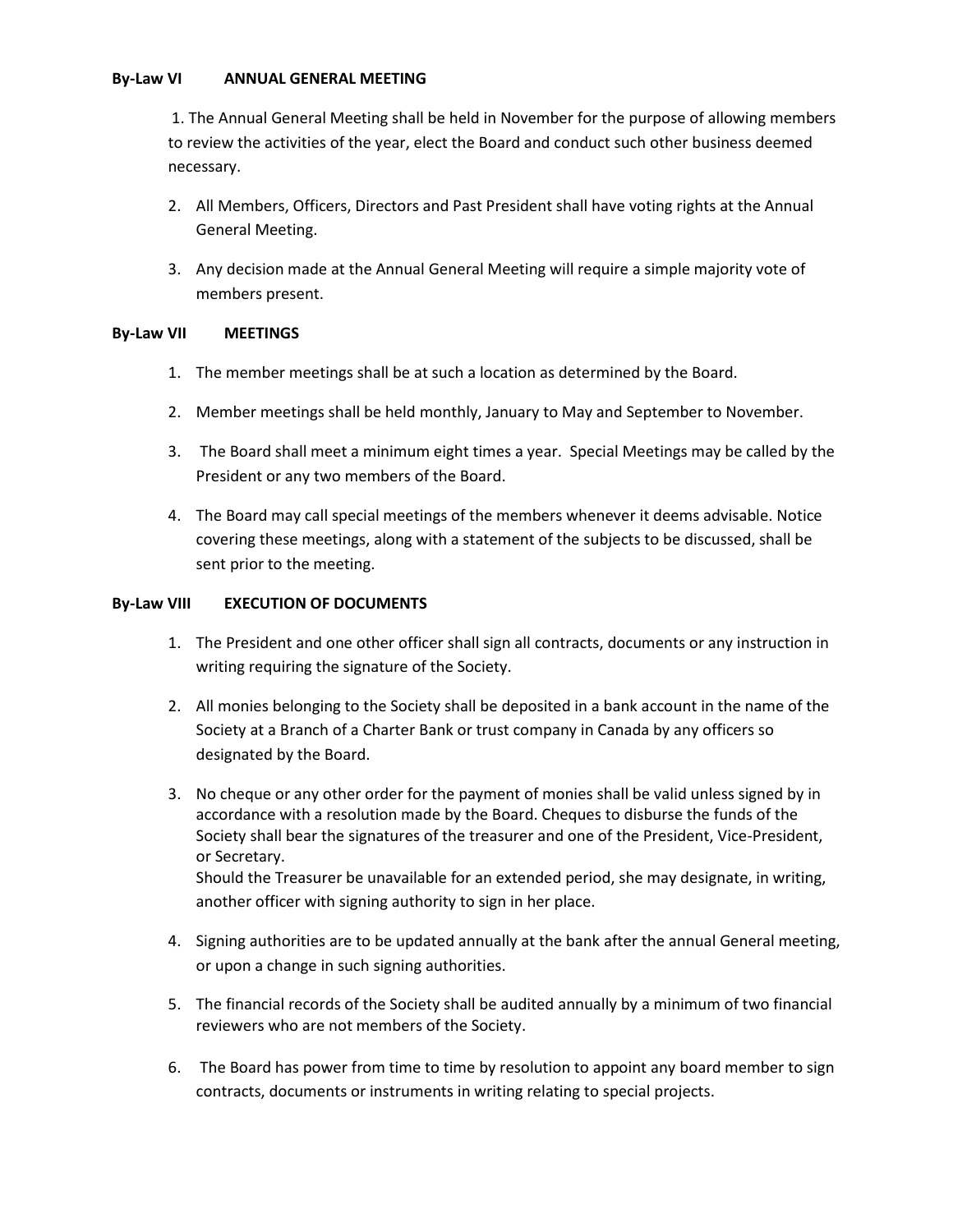**By-Law VI ANNUAL GENERAL MEETING**

1. The Annual General Meeting shall be held in November for the purpose of allowing members to review the activities of the year, elect the Board and conduct such other business deemed necessary.

2. All Members, Officers, Directors and Past President shall have voting rights at the Annual General Meeting.

3. Any decision made at the Annual General Meeting will require a simple majority vote of members present.

**By-Law VII MEETINGS**

1. The member meetings shall be at such a location as determined by the Board.

2. Member meetings shall be held monthly, January to May and September to November.

3. The Board shall meet a minimum eight times a year. Special Meetings may be called by the President or any two members of the Board.

4. The Board may call special meetings of the members whenever it deems advisable. Notice covering these meetings, along with a statement of the subjects to be discussed, shall be sent prior to the meeting.

**By-Law VIII EXECUTION OF DOCUMENTS**

1. The President and one other officer shall sign all contracts, documents or any instruction in writing requiring the signature of the Society.

2. All monies belonging to the Society shall be deposited in a bank account in the name of the Society at a Branch of a Charter Bank or trust company in Canada by any officers so designated by the Board.

3. No cheque or any other order for the payment of monies shall be valid unless signed by in accordance with a resolution made by the Board. Cheques to disburse the funds of the Society shall bear the signatures of the treasurer and one of the President, Vice-President, or Secretary.
   Should the Treasurer be unavailable for an extended period, she may designate, in writing, another officer with signing authority to sign in her place.

4. Signing authorities are to be updated annually at the bank after the annual General meeting, or upon a change in such signing authorities.

5. The financial records of the Society shall be audited annually by a minimum of two financial reviewers who are not members of the Society.

6. The Board has power from time to time by resolution to appoint any board member to sign contracts, documents or instruments in writing relating to special projects.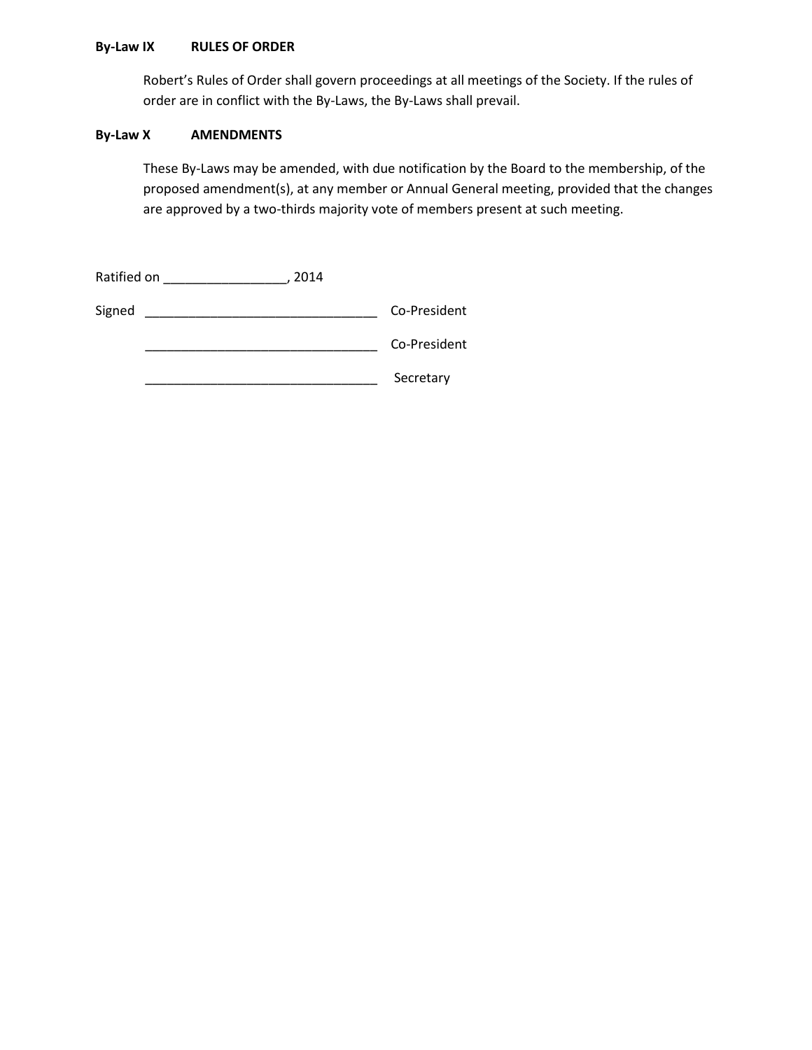**By-Law IX RULES OF ORDER**

Robert's Rules of Order shall govern proceedings at all meetings of the Society. If the rules of order are in conflict with the By-Laws, the By-Laws shall prevail.

**By-Law X AMENDMENTS**

These By-Laws may be amended, with due notification by the Board to the membership, of the proposed amendment(s), at any member or Annual General meeting, provided that the changes are approved by a two-thirds majority vote of members present at such meeting.

Ratified on _________________, 2014

Signed ________________________________ Co-President

________________________________ Co-President

________________________________ Secretary